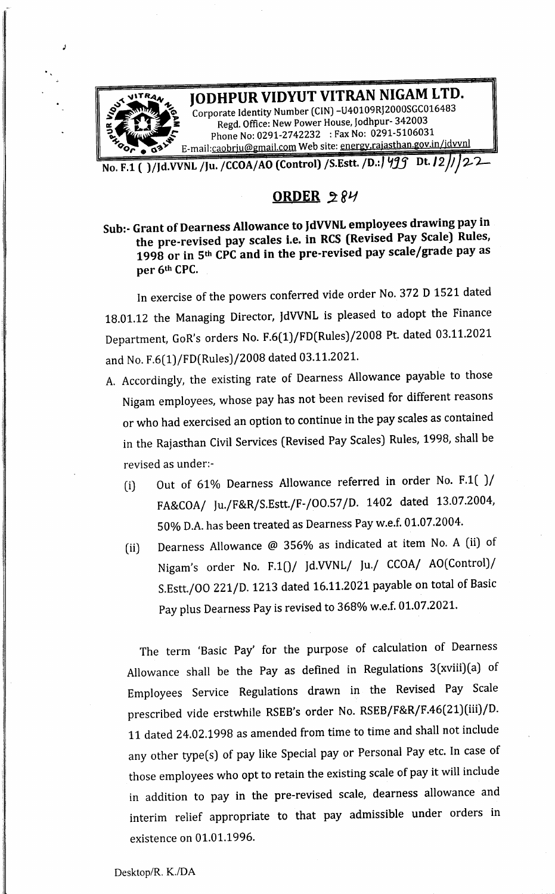# JODHPUR VIDYUT VITRAN NIGAM LTD.

Corporate Identity Number (CIN) –U40109RJ2000SGC016483
Regd. Office: New Power House, Jodhpur- 342003
Phone No: 0291-2742232 : Fax No: 0291-5106031
E-mail:caobrju@gmail.com Web site: energy.rajasthan.gov.in/jdvvnl

**No. F.1 ( )/Jd.VVNL /Ju. /CCOA/AO (Control) /S.Estt. /D.:/ 1499 Dt. 12/1/22**

## ORDER 284

**Sub:- Grant of Dearness Allowance to JdVVNL employees drawing pay in the pre-revised pay scales i.e. in RCS (Revised Pay Scale) Rules, 1998 or in 5th CPC and in the pre-revised pay scale/grade pay as per 6th CPC.**

In exercise of the powers conferred vide order No. 372 D 1521 dated 18.01.12 the Managing Director, JdVVNL is pleased to adopt the Finance Department, GoR's orders No. F.6(1)/FD(Rules)/2008 Pt. dated 03.11.2021 and No. F.6(1)/FD(Rules)/2008 dated 03.11.2021.

A. Accordingly, the existing rate of Dearness Allowance payable to those Nigam employees, whose pay has not been revised for different reasons or who had exercised an option to continue in the pay scales as contained in the Rajasthan Civil Services (Revised Pay Scales) Rules, 1998, shall be revised as under:-

   (i) Out of 61% Dearness Allowance referred in order No. F.1( )/ FA&COA/ Ju./F&R/S.Estt./F-/OO.57/D. 1402 dated 13.07.2004, 50% D.A. has been treated as Dearness Pay w.e.f. 01.07.2004.

   (ii) Dearness Allowance @ 356% as indicated at item No. A (ii) of Nigam's order No. F.1()/ Jd.VVNL/ Ju./ CCOA/ AO(Control)/ S.Estt./OO 221/D. 1213 dated 16.11.2021 payable on total of Basic Pay plus Dearness Pay is revised to 368% w.e.f. 01.07.2021.

The term 'Basic Pay' for the purpose of calculation of Dearness Allowance shall be the Pay as defined in Regulations 3(xviii)(a) of Employees Service Regulations drawn in the Revised Pay Scale prescribed vide erstwhile RSEB's order No. RSEB/F&R/F.46(21)(iii)/D. 11 dated 24.02.1998 as amended from time to time and shall not include any other type(s) of pay like Special pay or Personal Pay etc. In case of those employees who opt to retain the existing scale of pay it will include in addition to pay in the pre-revised scale, dearness allowance and interim relief appropriate to that pay admissible under orders in existence on 01.01.1996.

Desktop/R. K./DA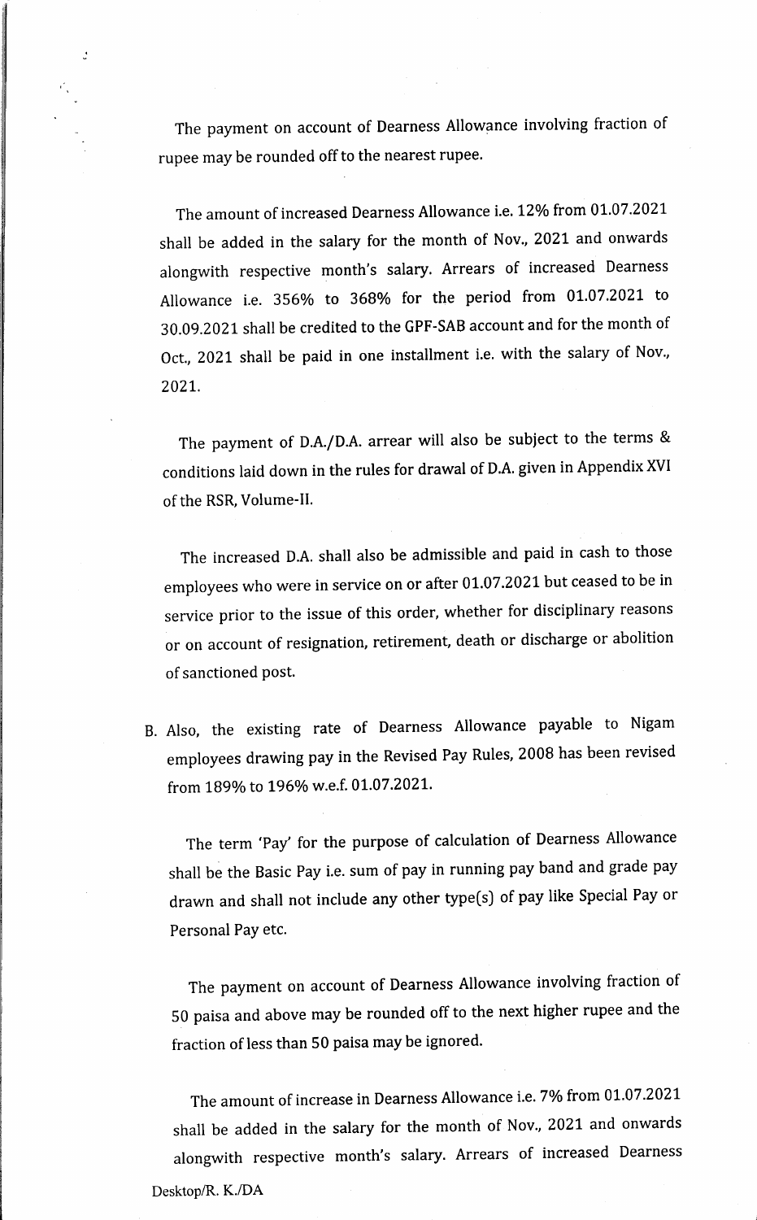The payment on account of Dearness Allowance involving fraction of rupee may be rounded off to the nearest rupee.

The amount of increased Dearness Allowance i.e. 12% from 01.07.2021 shall be added in the salary for the month of Nov., 2021 and onwards alongwith respective month's salary. Arrears of increased Dearness Allowance i.e. 356% to 368% for the period from 01.07.2021 to 30.09.2021 shall be credited to the GPF-SAB account and for the month of Oct., 2021 shall be paid in one installment i.e. with the salary of Nov., 2021.

The payment of D.A./D.A. arrear will also be subject to the terms & conditions laid down in the rules for drawal of D.A. given in Appendix XVI of the RSR, Volume-II.

The increased D.A. shall also be admissible and paid in cash to those employees who were in service on or after 01.07.2021 but ceased to be in service prior to the issue of this order, whether for disciplinary reasons or on account of resignation, retirement, death or discharge or abolition of sanctioned post.

B. Also, the existing rate of Dearness Allowance payable to Nigam employees drawing pay in the Revised Pay Rules, 2008 has been revised from 189% to 196% w.e.f. 01.07.2021.

The term 'Pay' for the purpose of calculation of Dearness Allowance shall be the Basic Pay i.e. sum of pay in running pay band and grade pay drawn and shall not include any other type(s) of pay like Special Pay or Personal Pay etc.

The payment on account of Dearness Allowance involving fraction of 50 paisa and above may be rounded off to the next higher rupee and the fraction of less than 50 paisa may be ignored.

The amount of increase in Dearness Allowance i.e. 7% from 01.07.2021 shall be added in the salary for the month of Nov., 2021 and onwards alongwith respective month's salary. Arrears of increased Dearness

Desktop/R. K./DA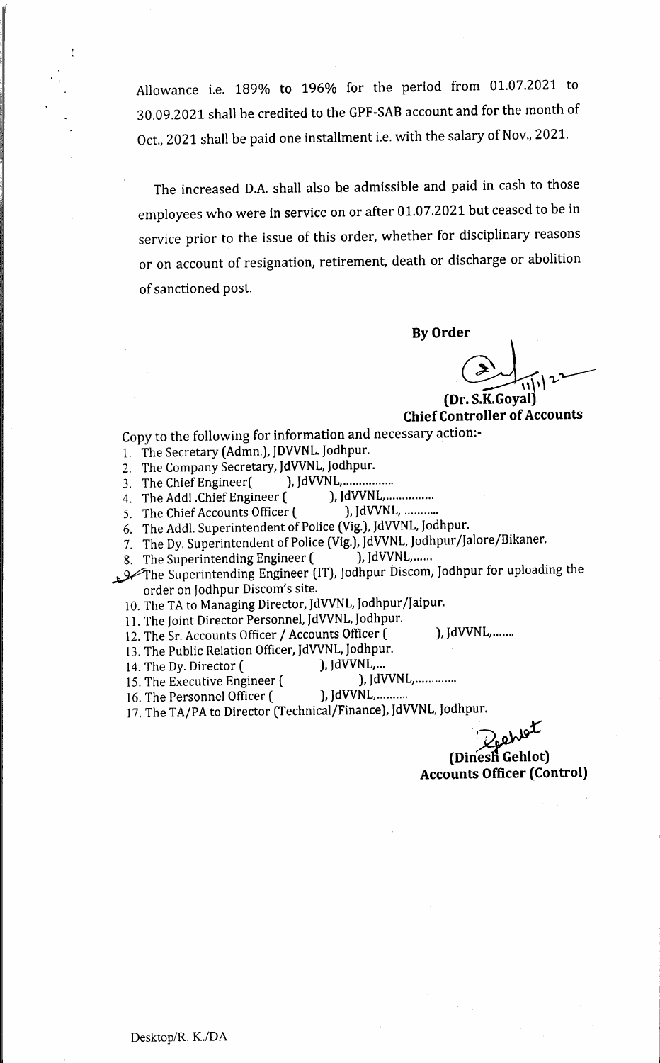Allowance i.e. 189% to 196% for the period from 01.07.2021 to 30.09.2021 shall be credited to the GPF-SAB account and for the month of Oct., 2021 shall be paid one installment i.e. with the salary of Nov., 2021.

The increased D.A. shall also be admissible and paid in cash to those employees who were in service on or after 01.07.2021 but ceased to be in service prior to the issue of this order, whether for disciplinary reasons or on account of resignation, retirement, death or discharge or abolition of sanctioned post.

**By Order**

11|1|22

**(Dr. S.K.Goyal)**
**Chief Controller of Accounts**

Copy to the following for information and necessary action:-

1. The Secretary (Admn.), JDVVNL. Jodhpur.
2. The Company Secretary, JdVVNL, Jodhpur.
3. The Chief Engineer(        ), JdVVNL,...............
4. The Addl .Chief Engineer (        ), JdVVNL,...............
5. The Chief Accounts Officer (        ), JdVVNL, ...........
6. The Addl. Superintendent of Police (Vig.), JdVVNL, Jodhpur.
7. The Dy. Superintendent of Police (Vig.), JdVVNL, Jodhpur/Jalore/Bikaner.
8. The Superintending Engineer (        ), JdVVNL,......
9. The Superintending Engineer (IT), Jodhpur Discom, Jodhpur for uploading the order on Jodhpur Discom's site.
10. The TA to Managing Director, JdVVNL, Jodhpur/Jaipur.
11. The Joint Director Personnel, JdVVNL, Jodhpur.
12. The Sr. Accounts Officer / Accounts Officer (        ), JdVVNL,.......
13. The Public Relation Officer, JdVVNL, Jodhpur.
14. The Dy. Director (        ), JdVVNL,...
15. The Executive Engineer (        ), JdVVNL,.............
16. The Personnel Officer (        ), JdVVNL,..........
17. The TA/PA to Director (Technical/Finance), JdVVNL, Jodhpur.

**(Dinesh Gehlot)**
**Accounts Officer (Control)**

Desktop/R. K./DA